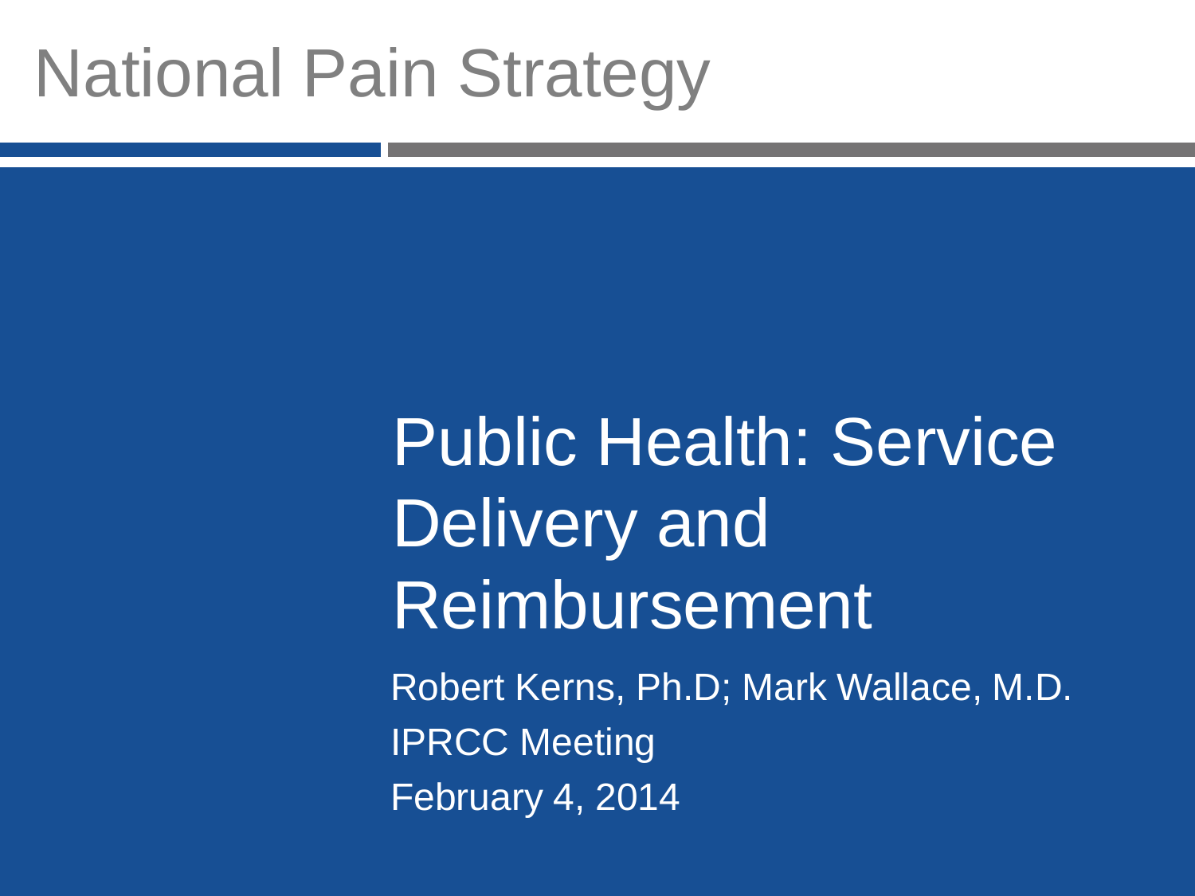# National Pain Strategy

## Public Health: Service Delivery and Reimbursement

Robert Kerns, Ph.D; Mark Wallace, M.D.

IPRCC Meeting

February 4, 2014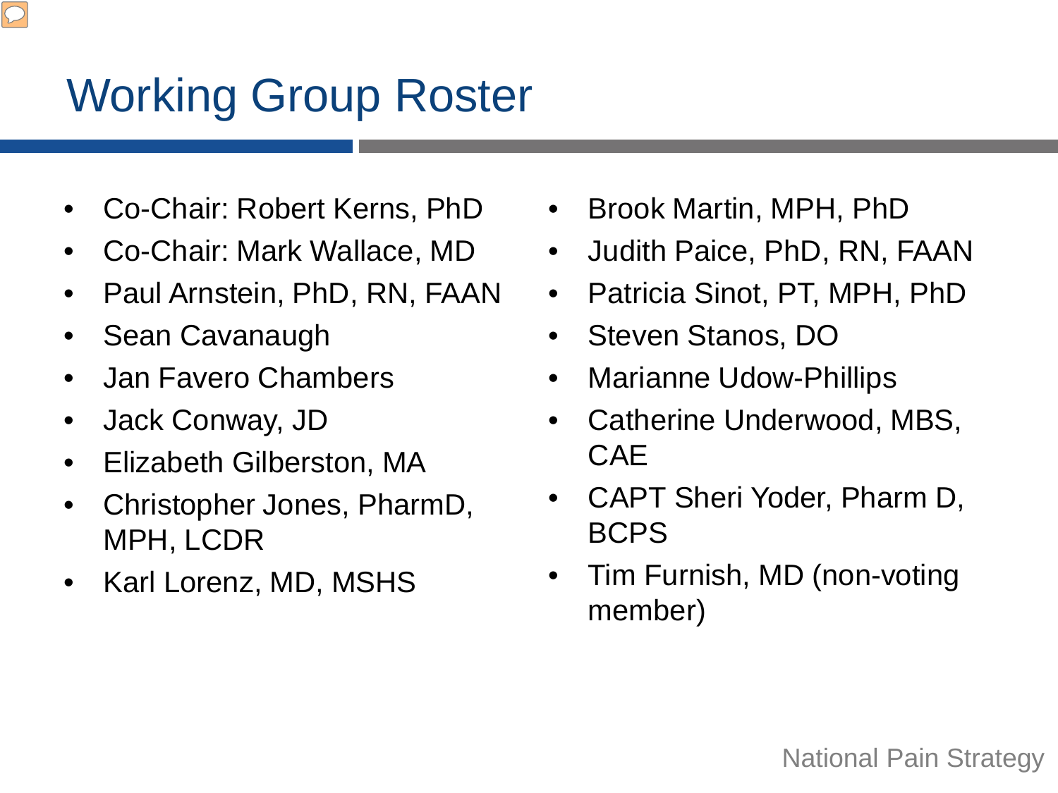# Working Group Roster

- Co-Chair: Robert Kerns, PhD
- Co-Chair: Mark Wallace, MD
- Paul Arnstein, PhD, RN, FAAN
- Sean Cavanaugh
- Jan Favero Chambers
- Jack Conway, JD
- Elizabeth Gilberston, MA
- Christopher Jones, PharmD, MPH, LCDR
- Karl Lorenz, MD, MSHS
- Brook Martin, MPH, PhD
- Judith Paice, PhD, RN, FAAN
- Patricia Sinot, PT, MPH, PhD
- Steven Stanos, DO
- Marianne Udow-Phillips
- Catherine Underwood, MBS, CAE
- CAPT Sheri Yoder, Pharm D, BCPS
- Tim Furnish, MD (non-voting member)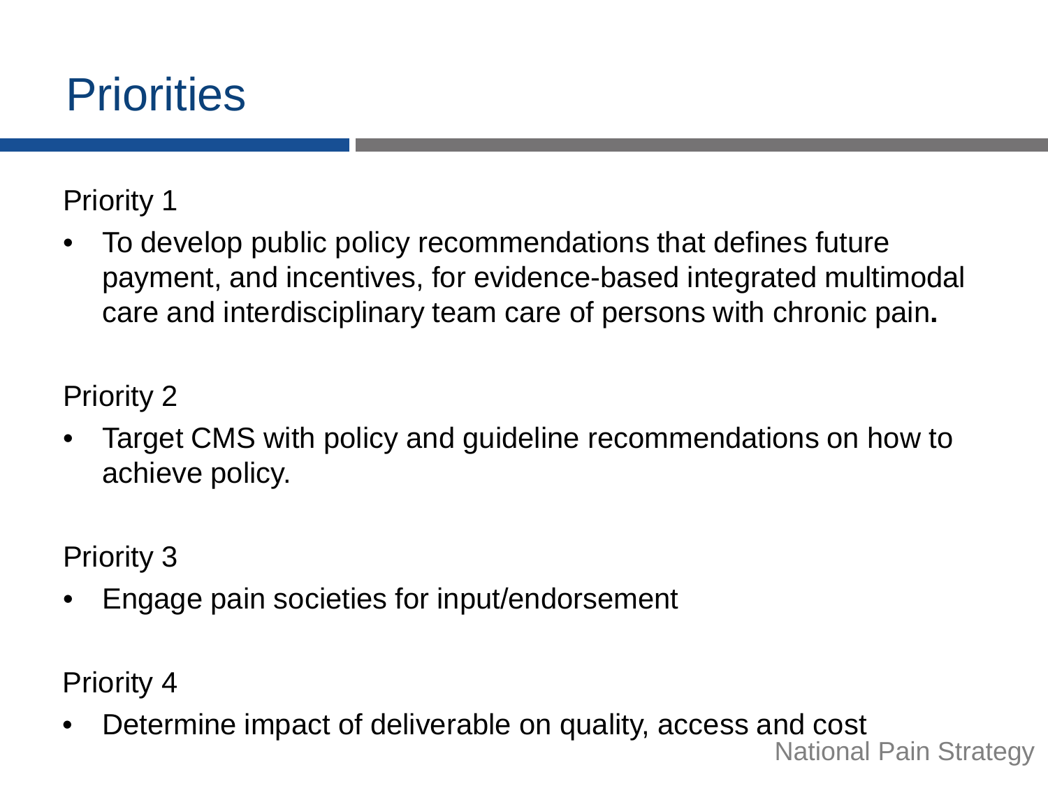# Priorities

Priority 1

- To develop public policy recommendations that defines future payment, and incentives, for evidence-based integrated multimodal care and interdisciplinary team care of persons with chronic pain**.**

Priority 2

- Target CMS with policy and guideline recommendations on how to achieve policy.

Priority 3

- Engage pain societies for input/endorsement

Priority 4

- Determine impact of deliverable on quality, access and cost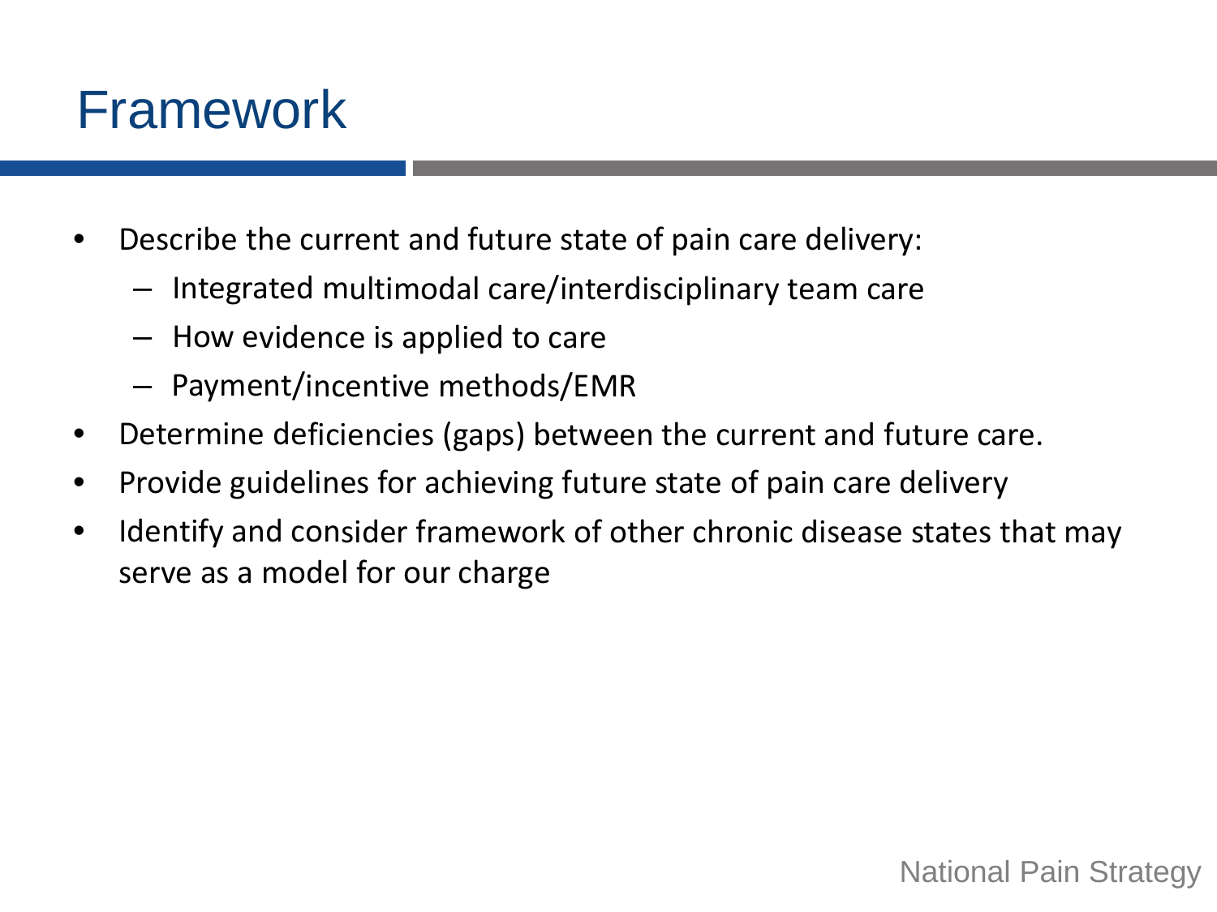# Framework

- Describe the current and future state of pain care delivery:
  - Integrated multimodal care/interdisciplinary team care
  - How evidence is applied to care
  - Payment/incentive methods/EMR
- Determine deficiencies (gaps) between the current and future care.
- Provide guidelines for achieving future state of pain care delivery
- Identify and consider framework of other chronic disease states that may serve as a model for our charge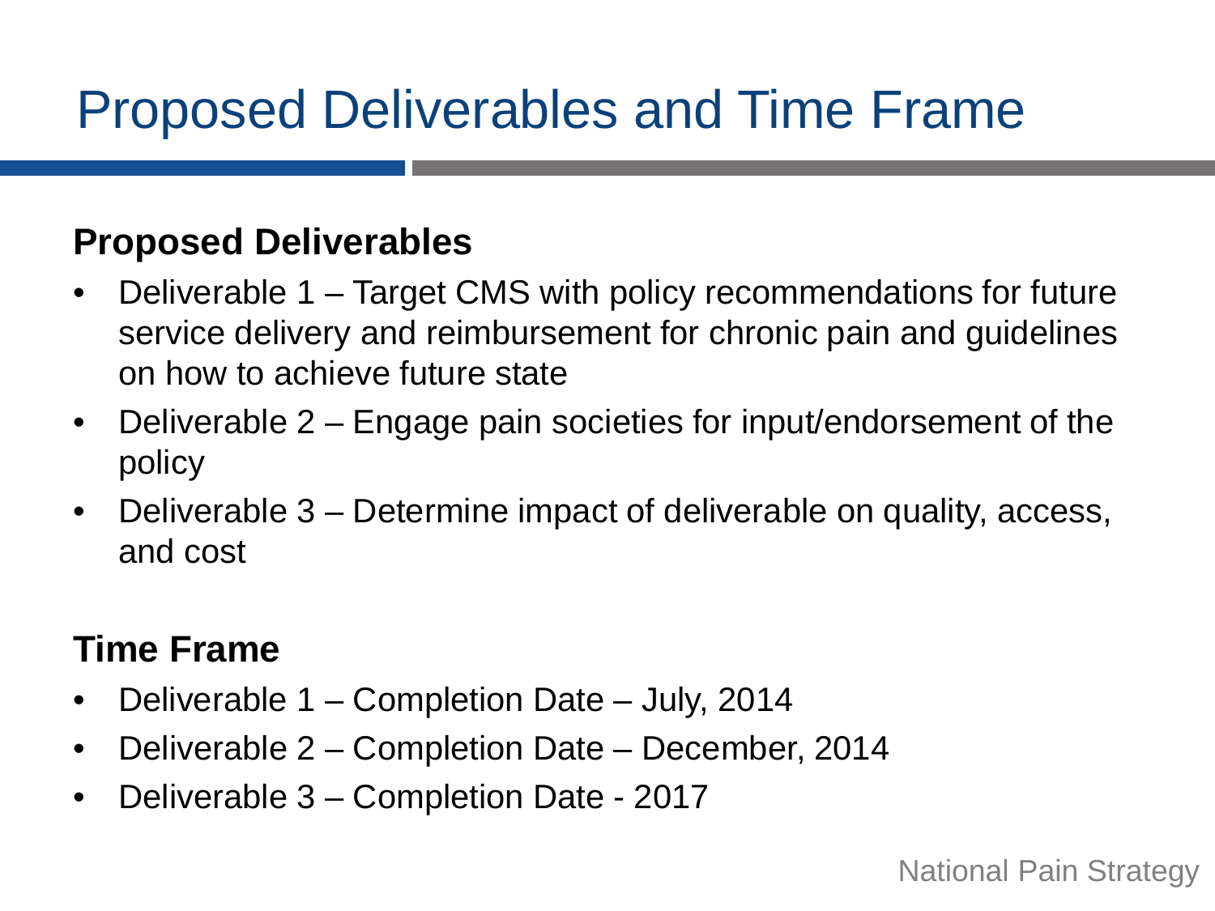# Proposed Deliverables and Time Frame

**Proposed Deliverables**

- Deliverable 1 – Target CMS with policy recommendations for future service delivery and reimbursement for chronic pain and guidelines on how to achieve future state
- Deliverable 2 – Engage pain societies for input/endorsement of the policy
- Deliverable 3 – Determine impact of deliverable on quality, access, and cost

**Time Frame**

- Deliverable 1 – Completion Date – July, 2014
- Deliverable 2 – Completion Date – December, 2014
- Deliverable 3 – Completion Date - 2017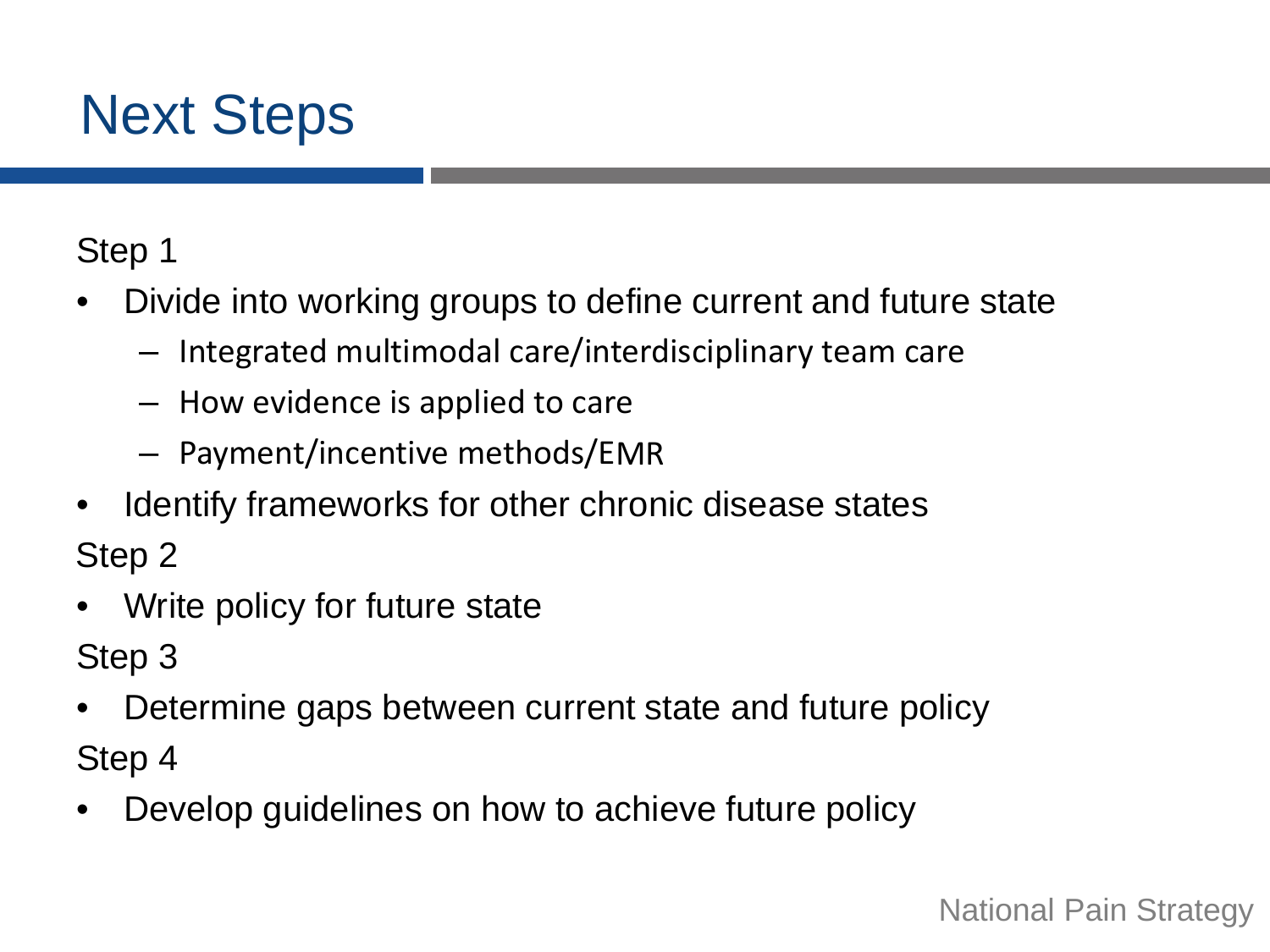# Next Steps

Step 1

- Divide into working groups to define current and future state
  - Integrated multimodal care/interdisciplinary team care
  - How evidence is applied to care
  - Payment/incentive methods/EMR
- Identify frameworks for other chronic disease states

Step 2

- Write policy for future state

Step 3

- Determine gaps between current state and future policy

Step 4

- Develop guidelines on how to achieve future policy